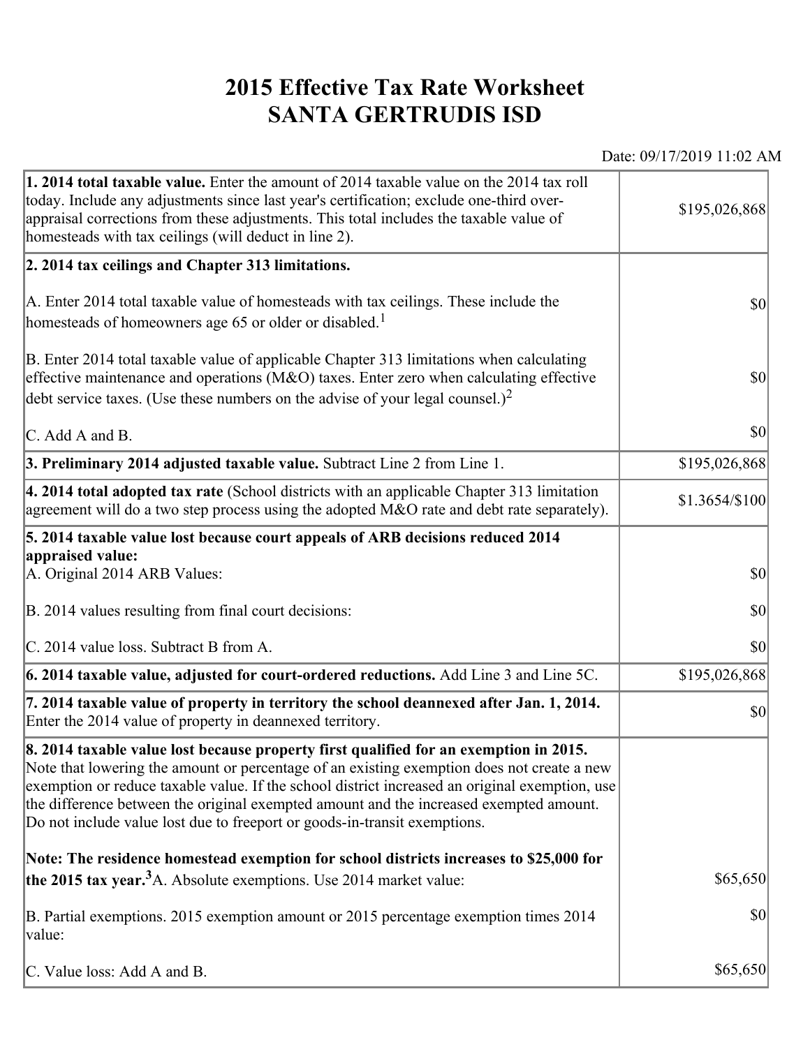# 2015 Effective Tax Rate Worksheet
# SANTA GERTRUDIS ISD

Date: 09/17/2019 11:02 AM

| | |
|---|---|
| **1. 2014 total taxable value.** Enter the amount of 2014 taxable value on the 2014 tax roll today. Include any adjustments since last year's certification; exclude one-third over-appraisal corrections from these adjustments. This total includes the taxable value of homesteads with tax ceilings (will deduct in line 2). | $195,026,868 |
| **2. 2014 tax ceilings and Chapter 313 limitations.** | |
| A. Enter 2014 total taxable value of homesteads with tax ceilings. These include the homesteads of homeowners age 65 or older or disabled.[1] | $0 |
| B. Enter 2014 total taxable value of applicable Chapter 313 limitations when calculating effective maintenance and operations (M&O) taxes. Enter zero when calculating effective debt service taxes. (Use these numbers on the advise of your legal counsel.)[2] | $0 |
| C. Add A and B. | $0 |
| **3. Preliminary 2014 adjusted taxable value.** Subtract Line 2 from Line 1. | $195,026,868 |
| **4. 2014 total adopted tax rate** (School districts with an applicable Chapter 313 limitation agreement will do a two step process using the adopted M&O rate and debt rate separately). | $1.3654/$100 |
| **5. 2014 taxable value lost because court appeals of ARB decisions reduced 2014 appraised value:** | |
| A. Original 2014 ARB Values: | $0 |
| B. 2014 values resulting from final court decisions: | $0 |
| C. 2014 value loss. Subtract B from A. | $0 |
| **6. 2014 taxable value, adjusted for court-ordered reductions.** Add Line 3 and Line 5C. | $195,026,868 |
| **7. 2014 taxable value of property in territory the school deannexed after Jan. 1, 2014.** Enter the 2014 value of property in deannexed territory. | $0 |
| **8. 2014 taxable value lost because property first qualified for an exemption in 2015.** Note that lowering the amount or percentage of an existing exemption does not create a new exemption or reduce taxable value. If the school district increased an original exemption, use the difference between the original exempted amount and the increased exempted amount. Do not include value lost due to freeport or goods-in-transit exemptions. | |
| **Note: The residence homestead exemption for school districts increases to $25,000 for the 2015 tax year.**[3] A. Absolute exemptions. Use 2014 market value: | $65,650 |
| B. Partial exemptions. 2015 exemption amount or 2015 percentage exemption times 2014 value: | $0 |
| C. Value loss: Add A and B. | $65,650 |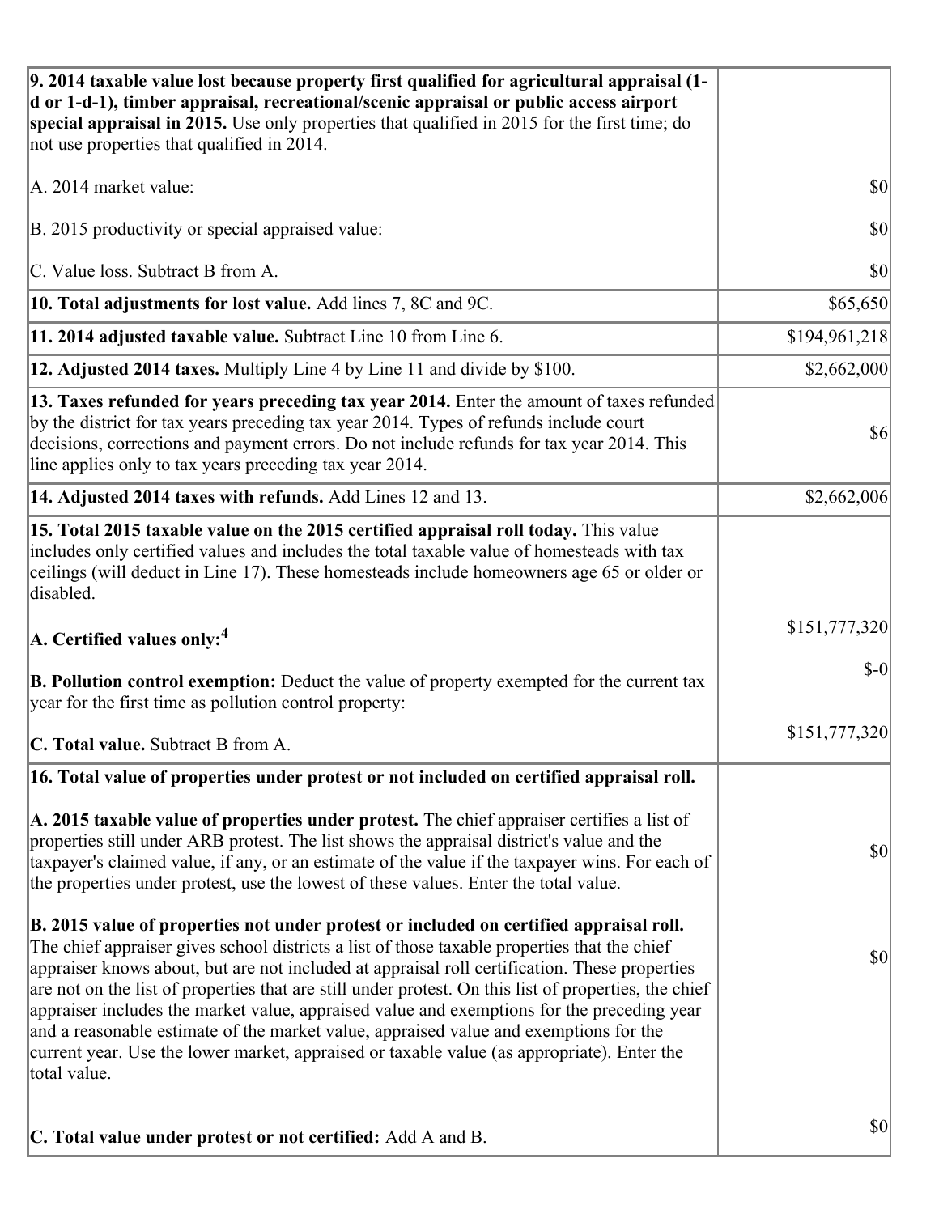| | |
|---|---|
| **9. 2014 taxable value lost because property first qualified for agricultural appraisal (1-d or 1-d-1), timber appraisal, recreational/scenic appraisal or public access airport special appraisal in 2015.** Use only properties that qualified in 2015 for the first time; do not use properties that qualified in 2014.<br><br>A. 2014 market value:<br><br>B. 2015 productivity or special appraised value:<br><br>C. Value loss. Subtract B from A. | <br><br><br><br>$0<br><br>$0<br><br>$0 |
| **10. Total adjustments for lost value.** Add lines 7, 8C and 9C. | $65,650 |
| **11. 2014 adjusted taxable value.** Subtract Line 10 from Line 6. | $194,961,218 |
| **12. Adjusted 2014 taxes.** Multiply Line 4 by Line 11 and divide by $100. | $2,662,000 |
| **13. Taxes refunded for years preceding tax year 2014.** Enter the amount of taxes refunded by the district for tax years preceding tax year 2014. Types of refunds include court decisions, corrections and payment errors. Do not include refunds for tax year 2014. This line applies only to tax years preceding tax year 2014. | $6 |
| **14. Adjusted 2014 taxes with refunds.** Add Lines 12 and 13. | $2,662,006 |
| **15. Total 2015 taxable value on the 2015 certified appraisal roll today.** This value includes only certified values and includes the total taxable value of homesteads with tax ceilings (will deduct in Line 17). These homesteads include homeowners age 65 or older or disabled.<br><br>**A. Certified values only:**[4]<br><br>**B. Pollution control exemption:** Deduct the value of property exempted for the current tax year for the first time as pollution control property:<br><br>**C. Total value.** Subtract B from A. | <br><br><br><br>$151,777,320<br><br>$-0<br><br>$151,777,320 |
| **16. Total value of properties under protest or not included on certified appraisal roll.**<br><br>**A. 2015 taxable value of properties under protest.** The chief appraiser certifies a list of properties still under ARB protest. The list shows the appraisal district's value and the taxpayer's claimed value, if any, or an estimate of the value if the taxpayer wins. For each of the properties under protest, use the lowest of these values. Enter the total value.<br><br>**B. 2015 value of properties not under protest or included on certified appraisal roll.** The chief appraiser gives school districts a list of those taxable properties that the chief appraiser knows about, but are not included at appraisal roll certification. These properties are not on the list of properties that are still under protest. On this list of properties, the chief appraiser includes the market value, appraised value and exemptions for the preceding year and a reasonable estimate of the market value, appraised value and exemptions for the current year. Use the lower market, appraised or taxable value (as appropriate). Enter the total value.<br><br>**C. Total value under protest or not certified:** Add A and B. | <br><br>$0<br><br>$0<br><br>$0 |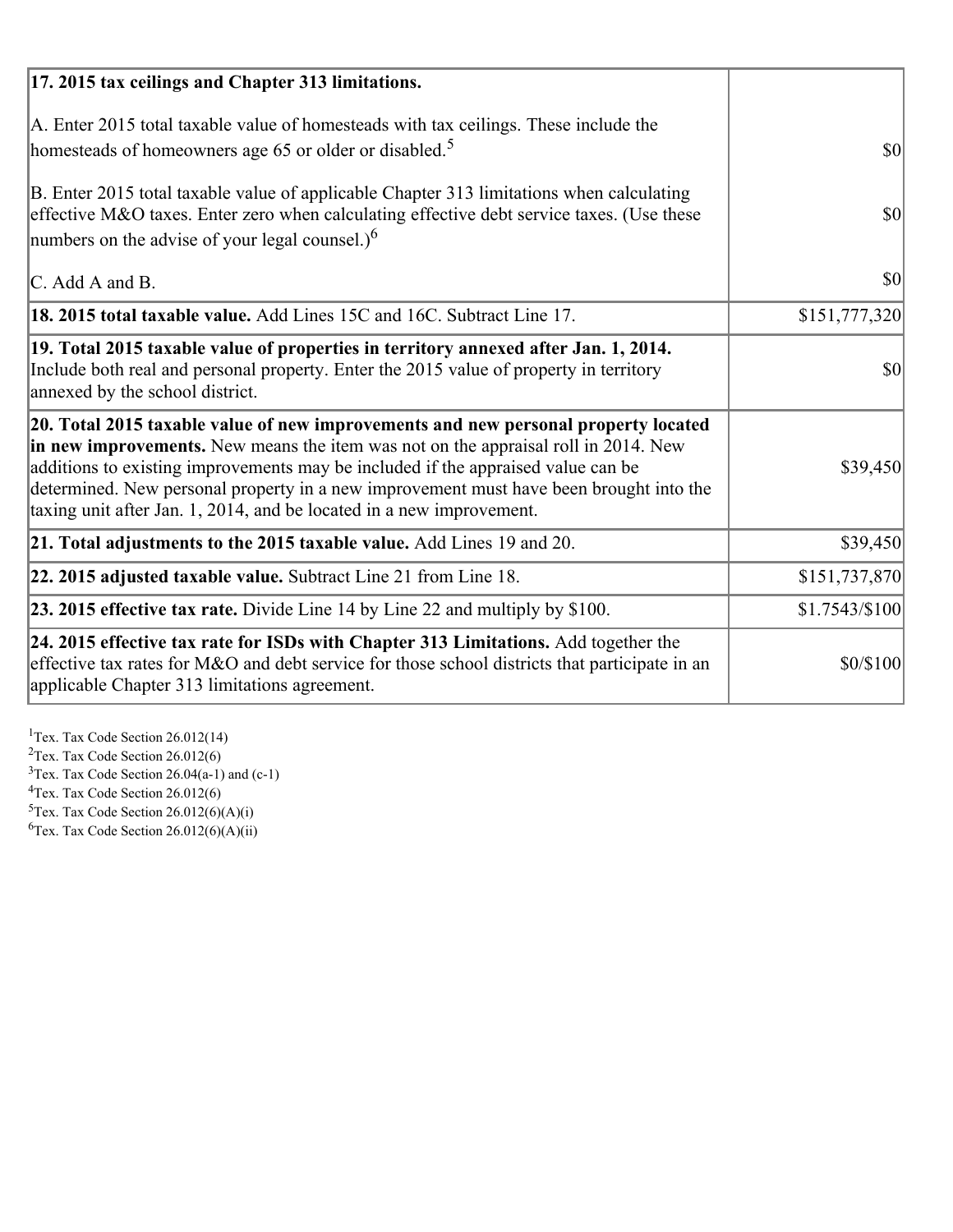| 17. 2015 tax ceilings and Chapter 313 limitations. | |
|---|---|
| A. Enter 2015 total taxable value of homesteads with tax ceilings. These include the homesteads of homeowners age 65 or older or disabled.[5] | $0 |
| B. Enter 2015 total taxable value of applicable Chapter 313 limitations when calculating effective M&O taxes. Enter zero when calculating effective debt service taxes. (Use these numbers on the advise of your legal counsel.)[6] | $0 |
| C. Add A and B. | $0 |
| **18. 2015 total taxable value.** Add Lines 15C and 16C. Subtract Line 17. | $151,777,320 |
| **19. Total 2015 taxable value of properties in territory annexed after Jan. 1, 2014.** Include both real and personal property. Enter the 2015 value of property in territory annexed by the school district. | $0 |
| **20. Total 2015 taxable value of new improvements and new personal property located in new improvements.** New means the item was not on the appraisal roll in 2014. New additions to existing improvements may be included if the appraised value can be determined. New personal property in a new improvement must have been brought into the taxing unit after Jan. 1, 2014, and be located in a new improvement. | $39,450 |
| **21. Total adjustments to the 2015 taxable value.** Add Lines 19 and 20. | $39,450 |
| **22. 2015 adjusted taxable value.** Subtract Line 21 from Line 18. | $151,737,870 |
| **23. 2015 effective tax rate.** Divide Line 14 by Line 22 and multiply by $100. | $1.7543/$100 |
| **24. 2015 effective tax rate for ISDs with Chapter 313 Limitations.** Add together the effective tax rates for M&O and debt service for those school districts that participate in an applicable Chapter 313 limitations agreement. | $0/$100 |

[1] Tex. Tax Code Section 26.012(14)
[2] Tex. Tax Code Section 26.012(6)
[3] Tex. Tax Code Section 26.04(a-1) and (c-1)
[4] Tex. Tax Code Section 26.012(6)
[5] Tex. Tax Code Section 26.012(6)(A)(i)
[6] Tex. Tax Code Section 26.012(6)(A)(ii)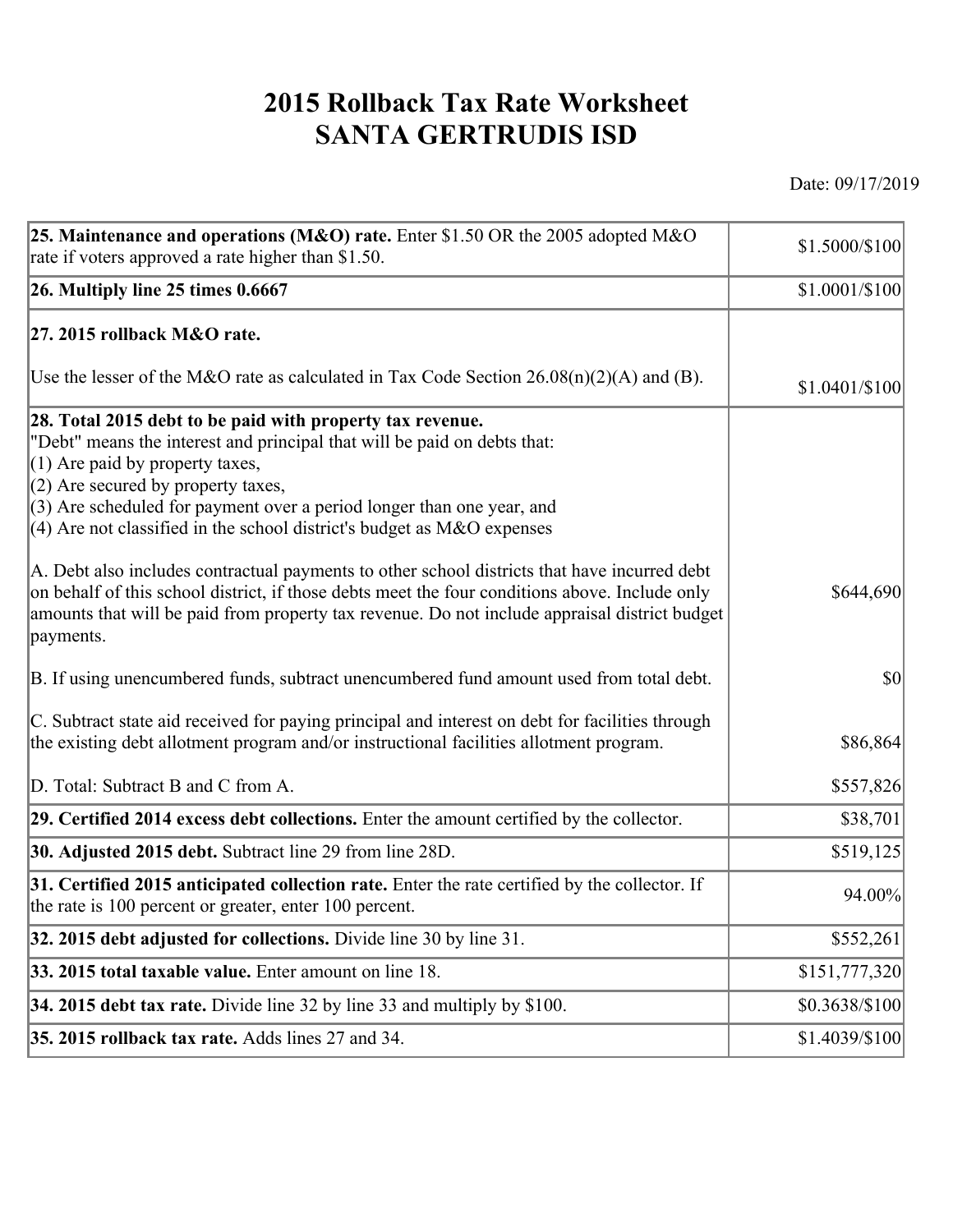# 2015 Rollback Tax Rate Worksheet
# SANTA GERTRUDIS ISD

Date: 09/17/2019

| | |
|---|---|
| **25. Maintenance and operations (M&O) rate.** Enter $1.50 OR the 2005 adopted M&O rate if voters approved a rate higher than $1.50. | $1.5000/$100 |
| **26. Multiply line 25 times 0.6667** | $1.0001/$100 |
| **27. 2015 rollback M&O rate.**<br><br>Use the lesser of the M&O rate as calculated in Tax Code Section 26.08(n)(2)(A) and (B). | $1.0401/$100 |
| **28. Total 2015 debt to be paid with property tax revenue.**<br>"Debt" means the interest and principal that will be paid on debts that:<br>(1) Are paid by property taxes,<br>(2) Are secured by property taxes,<br>(3) Are scheduled for payment over a period longer than one year, and<br>(4) Are not classified in the school district's budget as M&O expenses<br><br>A. Debt also includes contractual payments to other school districts that have incurred debt on behalf of this school district, if those debts meet the four conditions above. Include only amounts that will be paid from property tax revenue. Do not include appraisal district budget payments. | $644,690 |
| B. If using unencumbered funds, subtract unencumbered fund amount used from total debt. | $0 |
| C. Subtract state aid received for paying principal and interest on debt for facilities through the existing debt allotment program and/or instructional facilities allotment program. | $86,864 |
| D. Total: Subtract B and C from A. | $557,826 |
| **29. Certified 2014 excess debt collections.** Enter the amount certified by the collector. | $38,701 |
| **30. Adjusted 2015 debt.** Subtract line 29 from line 28D. | $519,125 |
| **31. Certified 2015 anticipated collection rate.** Enter the rate certified by the collector. If the rate is 100 percent or greater, enter 100 percent. | 94.00% |
| **32. 2015 debt adjusted for collections.** Divide line 30 by line 31. | $552,261 |
| **33. 2015 total taxable value.** Enter amount on line 18. | $151,777,320 |
| **34. 2015 debt tax rate.** Divide line 32 by line 33 and multiply by $100. | $0.3638/$100 |
| **35. 2015 rollback tax rate.** Adds lines 27 and 34. | $1.4039/$100 |